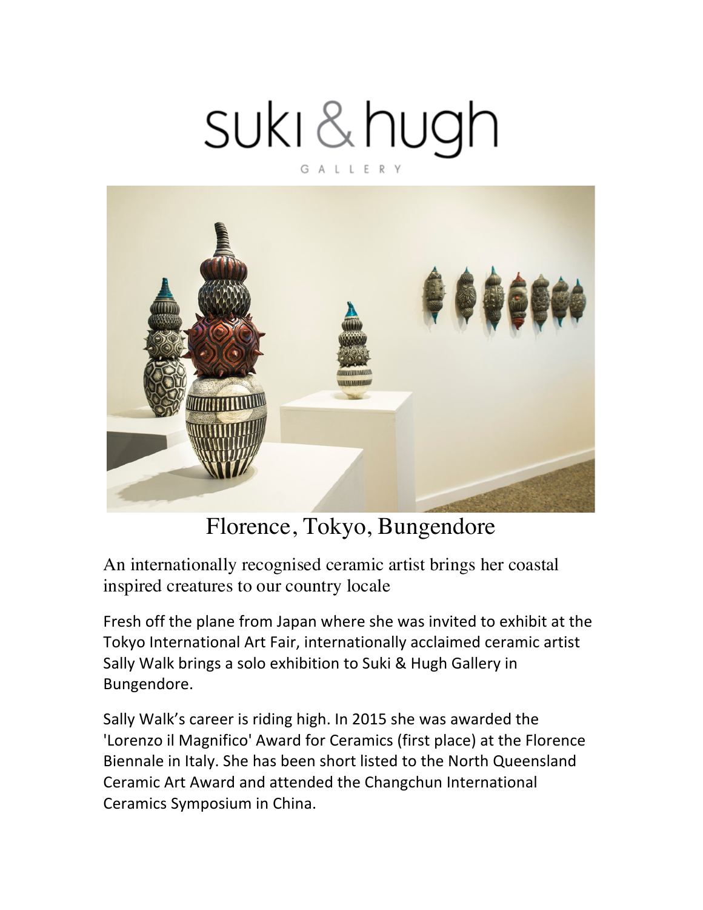# suki & hugh

GALLERY

## Florence, Tokyo, Bungendore

An internationally recognised ceramic artist brings her coastal inspired creatures to our country locale

Fresh off the plane from Japan where she was invited to exhibit at the Tokyo International Art Fair, internationally acclaimed ceramic artist Sally Walk brings a solo exhibition to Suki & Hugh Gallery in Bungendore.

Sally Walk's career is riding high. In 2015 she was awarded the 'Lorenzo il Magnifico' Award for Ceramics (first place) at the Florence Biennale in Italy. She has been short listed to the North Queensland Ceramic Art Award and attended the Changchun International Ceramics Symposium in China.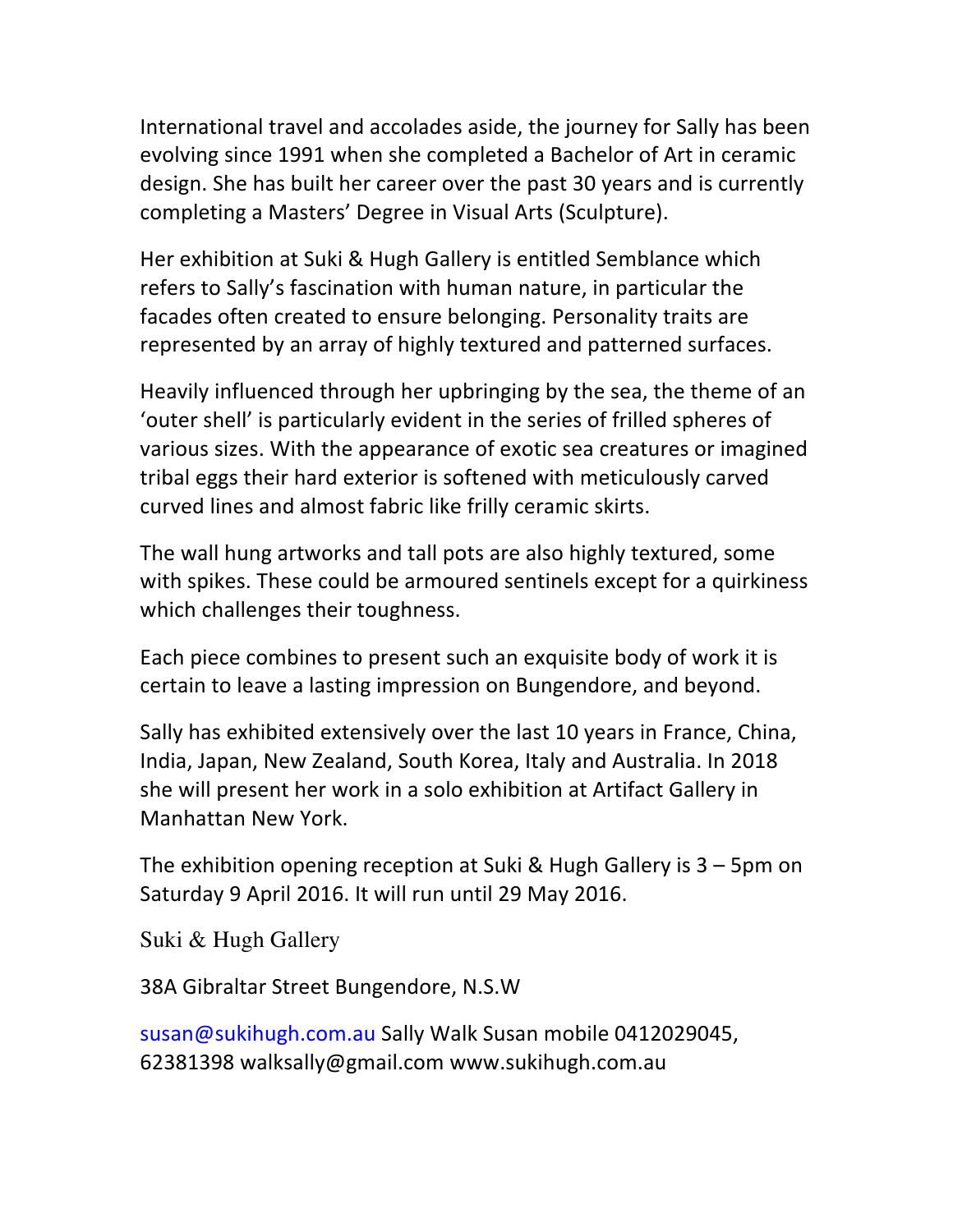International travel and accolades aside, the journey for Sally has been evolving since 1991 when she completed a Bachelor of Art in ceramic design. She has built her career over the past 30 years and is currently completing a Masters' Degree in Visual Arts (Sculpture).

Her exhibition at Suki & Hugh Gallery is entitled Semblance which refers to Sally's fascination with human nature, in particular the facades often created to ensure belonging. Personality traits are represented by an array of highly textured and patterned surfaces.

Heavily influenced through her upbringing by the sea, the theme of an 'outer shell' is particularly evident in the series of frilled spheres of various sizes. With the appearance of exotic sea creatures or imagined tribal eggs their hard exterior is softened with meticulously carved curved lines and almost fabric like frilly ceramic skirts.

The wall hung artworks and tall pots are also highly textured, some with spikes. These could be armoured sentinels except for a quirkiness which challenges their toughness.

Each piece combines to present such an exquisite body of work it is certain to leave a lasting impression on Bungendore, and beyond.

Sally has exhibited extensively over the last 10 years in France, China, India, Japan, New Zealand, South Korea, Italy and Australia. In 2018 she will present her work in a solo exhibition at Artifact Gallery in Manhattan New York.

The exhibition opening reception at Suki & Hugh Gallery is 3 – 5pm on Saturday 9 April 2016. It will run until 29 May 2016.

Suki & Hugh Gallery

38A Gibraltar Street Bungendore, N.S.W

susan@sukihugh.com.au Sally Walk Susan mobile 0412029045, 62381398 walksally@gmail.com www.sukihugh.com.au